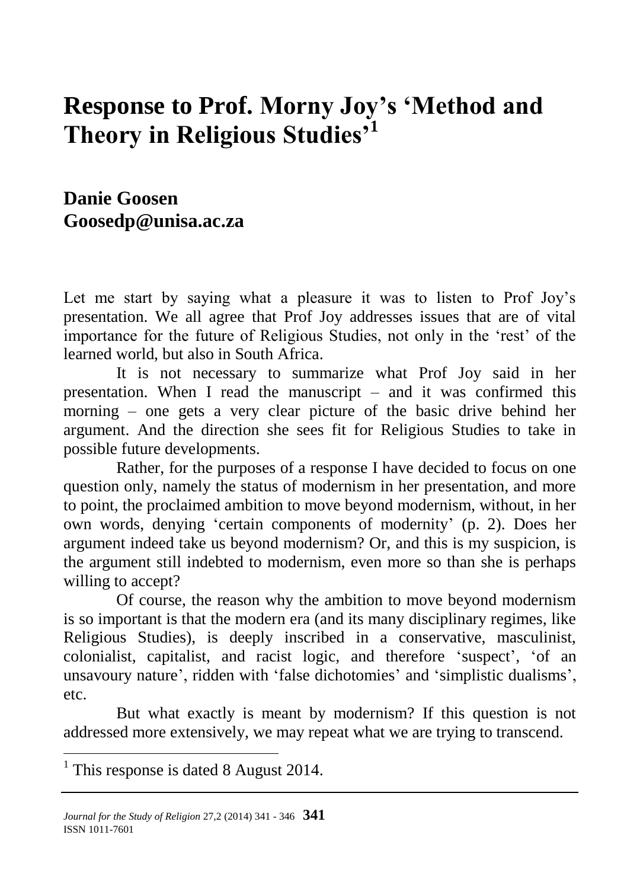# Response to Prof. Morny Joy's 'Method and Theory in Religious Studies'[1]

## Danie Goosen
## Goosedp@unisa.ac.za

Let me start by saying what a pleasure it was to listen to Prof Joy's presentation. We all agree that Prof Joy addresses issues that are of vital importance for the future of Religious Studies, not only in the 'rest' of the learned world, but also in South Africa.

It is not necessary to summarize what Prof Joy said in her presentation. When I read the manuscript – and it was confirmed this morning – one gets a very clear picture of the basic drive behind her argument. And the direction she sees fit for Religious Studies to take in possible future developments.

Rather, for the purposes of a response I have decided to focus on one question only, namely the status of modernism in her presentation, and more to point, the proclaimed ambition to move beyond modernism, without, in her own words, denying 'certain components of modernity' (p. 2). Does her argument indeed take us beyond modernism? Or, and this is my suspicion, is the argument still indebted to modernism, even more so than she is perhaps willing to accept?

Of course, the reason why the ambition to move beyond modernism is so important is that the modern era (and its many disciplinary regimes, like Religious Studies), is deeply inscribed in a conservative, masculinist, colonialist, capitalist, and racist logic, and therefore 'suspect', 'of an unsavoury nature', ridden with 'false dichotomies' and 'simplistic dualisms', etc.

But what exactly is meant by modernism? If this question is not addressed more extensively, we may repeat what we are trying to transcend.

---

[1] This response is dated 8 August 2014.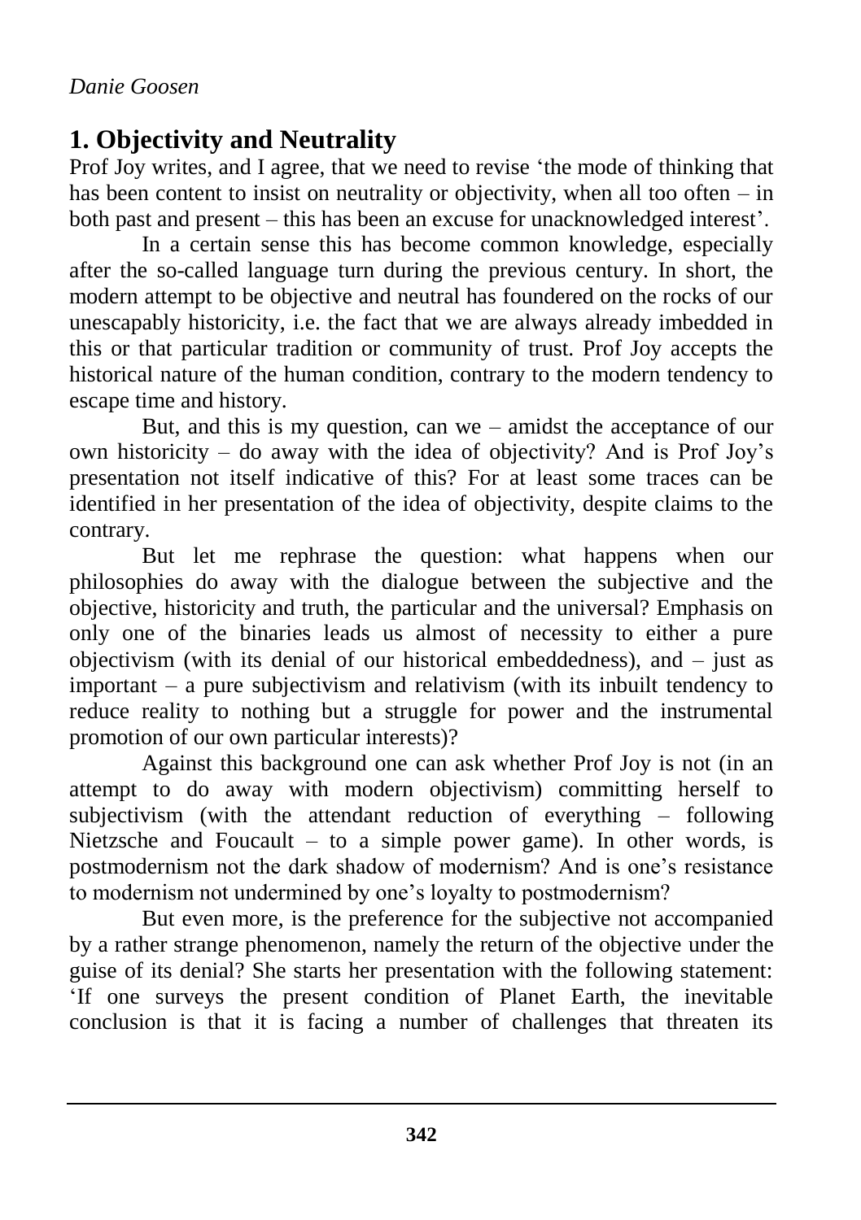*Danie Goosen*

## 1. Objectivity and Neutrality

Prof Joy writes, and I agree, that we need to revise 'the mode of thinking that has been content to insist on neutrality or objectivity, when all too often – in both past and present – this has been an excuse for unacknowledged interest'.

In a certain sense this has become common knowledge, especially after the so-called language turn during the previous century. In short, the modern attempt to be objective and neutral has foundered on the rocks of our unescapably historicity, i.e. the fact that we are always already imbedded in this or that particular tradition or community of trust. Prof Joy accepts the historical nature of the human condition, contrary to the modern tendency to escape time and history.

But, and this is my question, can we – amidst the acceptance of our own historicity – do away with the idea of objectivity? And is Prof Joy's presentation not itself indicative of this? For at least some traces can be identified in her presentation of the idea of objectivity, despite claims to the contrary.

But let me rephrase the question: what happens when our philosophies do away with the dialogue between the subjective and the objective, historicity and truth, the particular and the universal? Emphasis on only one of the binaries leads us almost of necessity to either a pure objectivism (with its denial of our historical embeddedness), and – just as important – a pure subjectivism and relativism (with its inbuilt tendency to reduce reality to nothing but a struggle for power and the instrumental promotion of our own particular interests)?

Against this background one can ask whether Prof Joy is not (in an attempt to do away with modern objectivism) committing herself to subjectivism (with the attendant reduction of everything – following Nietzsche and Foucault – to a simple power game). In other words, is postmodernism not the dark shadow of modernism? And is one's resistance to modernism not undermined by one's loyalty to postmodernism?

But even more, is the preference for the subjective not accompanied by a rather strange phenomenon, namely the return of the objective under the guise of its denial? She starts her presentation with the following statement: 'If one surveys the present condition of Planet Earth, the inevitable conclusion is that it is facing a number of challenges that threaten its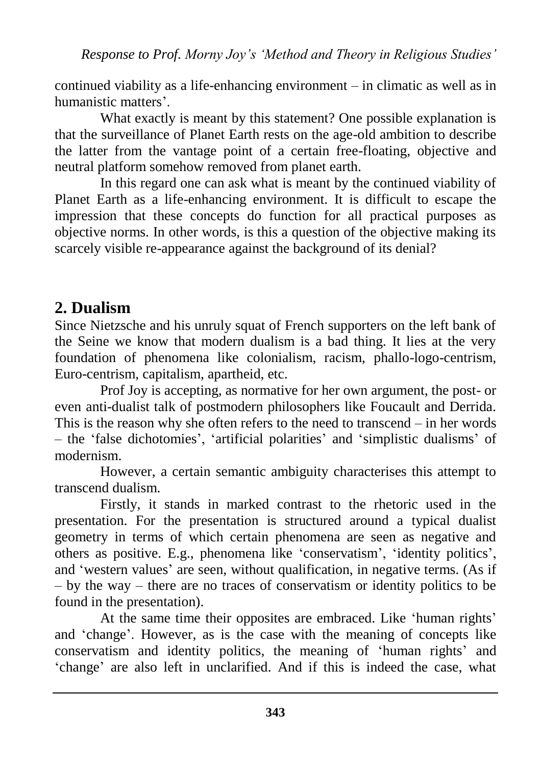continued viability as a life-enhancing environment – in climatic as well as in humanistic matters'.

What exactly is meant by this statement? One possible explanation is that the surveillance of Planet Earth rests on the age-old ambition to describe the latter from the vantage point of a certain free-floating, objective and neutral platform somehow removed from planet earth.

In this regard one can ask what is meant by the continued viability of Planet Earth as a life-enhancing environment. It is difficult to escape the impression that these concepts do function for all practical purposes as objective norms. In other words, is this a question of the objective making its scarcely visible re-appearance against the background of its denial?

## 2. Dualism

Since Nietzsche and his unruly squat of French supporters on the left bank of the Seine we know that modern dualism is a bad thing. It lies at the very foundation of phenomena like colonialism, racism, phallo-logo-centrism, Euro-centrism, capitalism, apartheid, etc.

Prof Joy is accepting, as normative for her own argument, the post- or even anti-dualist talk of postmodern philosophers like Foucault and Derrida. This is the reason why she often refers to the need to transcend – in her words – the 'false dichotomies', 'artificial polarities' and 'simplistic dualisms' of modernism.

However, a certain semantic ambiguity characterises this attempt to transcend dualism.

Firstly, it stands in marked contrast to the rhetoric used in the presentation. For the presentation is structured around a typical dualist geometry in terms of which certain phenomena are seen as negative and others as positive. E.g., phenomena like 'conservatism', 'identity politics', and 'western values' are seen, without qualification, in negative terms. (As if – by the way – there are no traces of conservatism or identity politics to be found in the presentation).

At the same time their opposites are embraced. Like 'human rights' and 'change'. However, as is the case with the meaning of concepts like conservatism and identity politics, the meaning of 'human rights' and 'change' are also left in unclarified. And if this is indeed the case, what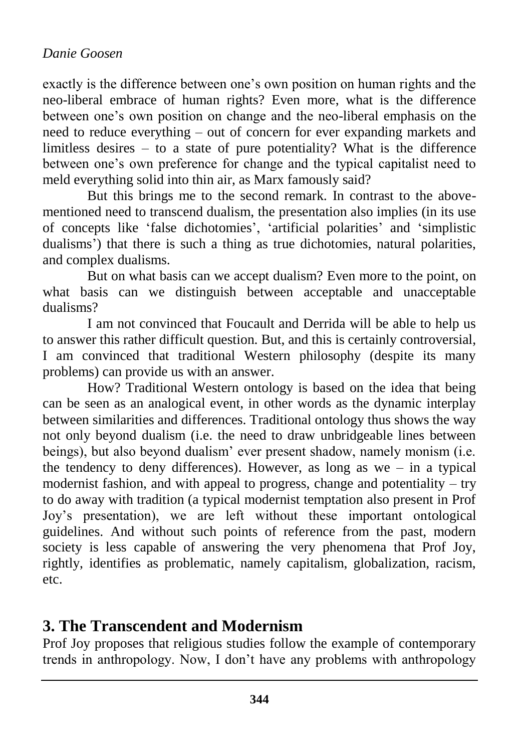exactly is the difference between one's own position on human rights and the neo-liberal embrace of human rights? Even more, what is the difference between one's own position on change and the neo-liberal emphasis on the need to reduce everything – out of concern for ever expanding markets and limitless desires – to a state of pure potentiality? What is the difference between one's own preference for change and the typical capitalist need to meld everything solid into thin air, as Marx famously said?

But this brings me to the second remark. In contrast to the above-mentioned need to transcend dualism, the presentation also implies (in its use of concepts like 'false dichotomies', 'artificial polarities' and 'simplistic dualisms') that there is such a thing as true dichotomies, natural polarities, and complex dualisms.

But on what basis can we accept dualism? Even more to the point, on what basis can we distinguish between acceptable and unacceptable dualisms?

I am not convinced that Foucault and Derrida will be able to help us to answer this rather difficult question. But, and this is certainly controversial, I am convinced that traditional Western philosophy (despite its many problems) can provide us with an answer.

How? Traditional Western ontology is based on the idea that being can be seen as an analogical event, in other words as the dynamic interplay between similarities and differences. Traditional ontology thus shows the way not only beyond dualism (i.e. the need to draw unbridgeable lines between beings), but also beyond dualism' ever present shadow, namely monism (i.e. the tendency to deny differences). However, as long as we – in a typical modernist fashion, and with appeal to progress, change and potentiality – try to do away with tradition (a typical modernist temptation also present in Prof Joy's presentation), we are left without these important ontological guidelines. And without such points of reference from the past, modern society is less capable of answering the very phenomena that Prof Joy, rightly, identifies as problematic, namely capitalism, globalization, racism, etc.

## 3. The Transcendent and Modernism

Prof Joy proposes that religious studies follow the example of contemporary trends in anthropology. Now, I don't have any problems with anthropology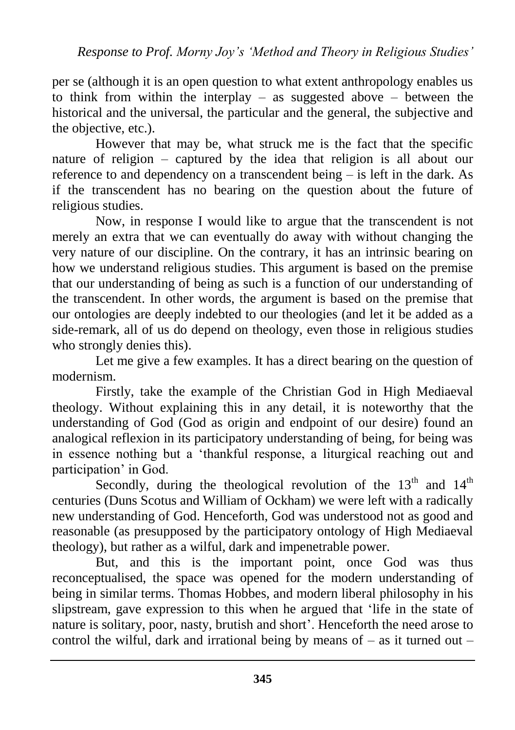per se (although it is an open question to what extent anthropology enables us to think from within the interplay – as suggested above – between the historical and the universal, the particular and the general, the subjective and the objective, etc.).

However that may be, what struck me is the fact that the specific nature of religion – captured by the idea that religion is all about our reference to and dependency on a transcendent being – is left in the dark. As if the transcendent has no bearing on the question about the future of religious studies.

Now, in response I would like to argue that the transcendent is not merely an extra that we can eventually do away with without changing the very nature of our discipline. On the contrary, it has an intrinsic bearing on how we understand religious studies. This argument is based on the premise that our understanding of being as such is a function of our understanding of the transcendent. In other words, the argument is based on the premise that our ontologies are deeply indebted to our theologies (and let it be added as a side-remark, all of us do depend on theology, even those in religious studies who strongly denies this).

Let me give a few examples. It has a direct bearing on the question of modernism.

Firstly, take the example of the Christian God in High Mediaeval theology. Without explaining this in any detail, it is noteworthy that the understanding of God (God as origin and endpoint of our desire) found an analogical reflexion in its participatory understanding of being, for being was in essence nothing but a 'thankful response, a liturgical reaching out and participation' in God.

Secondly, during the theological revolution of the 13th and 14th centuries (Duns Scotus and William of Ockham) we were left with a radically new understanding of God. Henceforth, God was understood not as good and reasonable (as presupposed by the participatory ontology of High Mediaeval theology), but rather as a wilful, dark and impenetrable power.

But, and this is the important point, once God was thus reconceptualised, the space was opened for the modern understanding of being in similar terms. Thomas Hobbes, and modern liberal philosophy in his slipstream, gave expression to this when he argued that 'life in the state of nature is solitary, poor, nasty, brutish and short'. Henceforth the need arose to control the wilful, dark and irrational being by means of – as it turned out –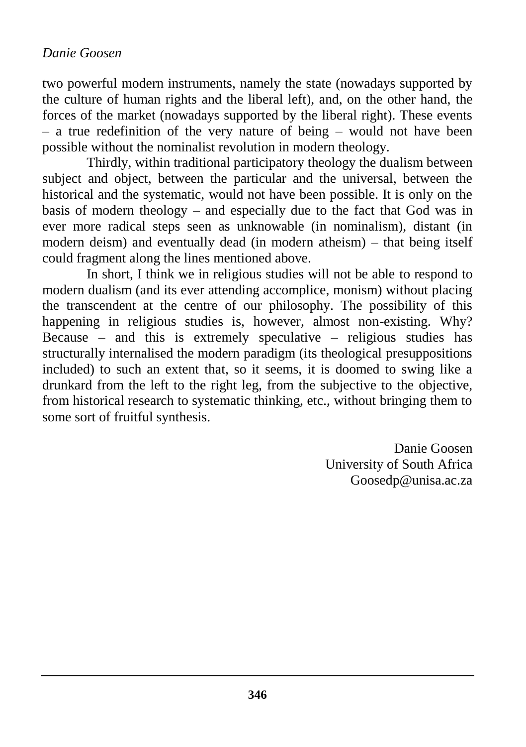two powerful modern instruments, namely the state (nowadays supported by the culture of human rights and the liberal left), and, on the other hand, the forces of the market (nowadays supported by the liberal right). These events – a true redefinition of the very nature of being – would not have been possible without the nominalist revolution in modern theology.

Thirdly, within traditional participatory theology the dualism between subject and object, between the particular and the universal, between the historical and the systematic, would not have been possible. It is only on the basis of modern theology – and especially due to the fact that God was in ever more radical steps seen as unknowable (in nominalism), distant (in modern deism) and eventually dead (in modern atheism) – that being itself could fragment along the lines mentioned above.

In short, I think we in religious studies will not be able to respond to modern dualism (and its ever attending accomplice, monism) without placing the transcendent at the centre of our philosophy. The possibility of this happening in religious studies is, however, almost non-existing. Why? Because – and this is extremely speculative – religious studies has structurally internalised the modern paradigm (its theological presuppositions included) to such an extent that, so it seems, it is doomed to swing like a drunkard from the left to the right leg, from the subjective to the objective, from historical research to systematic thinking, etc., without bringing them to some sort of fruitful synthesis.

Danie Goosen  
University of South Africa  
Goosedp@unisa.ac.za